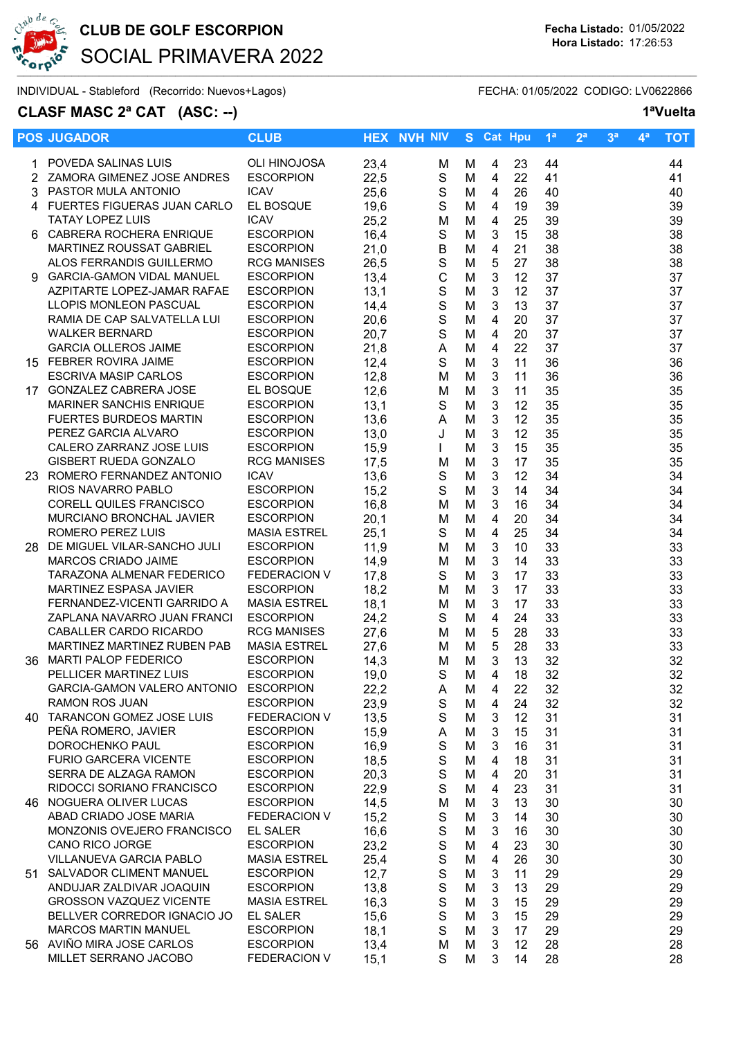# CLUB DE GOLF ESCORPION

## SOCIAL PRIMAVERA 2022

**Fecha Listado:** 01/05/2022
**Hora Listado:** 17:26:53

INDIVIDUAL - Stableford (Recorrido: Nuevos+Lagos)

FECHA: 01/05/2022 CODIGO: LV0622866

### CLASF MASC 2ª CAT (ASC: --)

**1ªVuelta**

| POS | JUGADOR | CLUB | HEX | NVH | NIV | S | Cat | Hpu | 1ª | 2ª | 3ª | 4ª | TOT |
|---|---|---|---|---|---|---|---|---|---|---|---|---|---|
| 1 | POVEDA SALINAS LUIS | OLI HINOJOSA | 23,4 | | M | M | 4 | 23 | 44 | | | | 44 |
| 2 | ZAMORA GIMENEZ JOSE ANDRES | ESCORPION | 22,5 | | S | M | 4 | 22 | 41 | | | | 41 |
| 3 | PASTOR MULA ANTONIO | ICAV | 25,6 | | S | M | 4 | 26 | 40 | | | | 40 |
| 4 | FUERTES FIGUERAS JUAN CARLO | EL BOSQUE | 19,6 | | S | M | 4 | 19 | 39 | | | | 39 |
| | TATAY LOPEZ LUIS | ICAV | 25,2 | | M | M | 4 | 25 | 39 | | | | 39 |
| 6 | CABRERA ROCHERA ENRIQUE | ESCORPION | 16,4 | | S | M | 3 | 15 | 38 | | | | 38 |
| | MARTINEZ ROUSSAT GABRIEL | ESCORPION | 21,0 | | B | M | 4 | 21 | 38 | | | | 38 |
| | ALOS FERRANDIS GUILLERMO | RCG MANISES | 26,5 | | S | M | 5 | 27 | 38 | | | | 38 |
| 9 | GARCIA-GAMON VIDAL MANUEL | ESCORPION | 13,4 | | C | M | 3 | 12 | 37 | | | | 37 |
| | AZPITARTE LOPEZ-JAMAR RAFAE | ESCORPION | 13,1 | | S | M | 3 | 12 | 37 | | | | 37 |
| | LLOPIS MONLEON PASCUAL | ESCORPION | 14,4 | | S | M | 3 | 13 | 37 | | | | 37 |
| | RAMIA DE CAP SALVATELLA LUI | ESCORPION | 20,6 | | S | M | 4 | 20 | 37 | | | | 37 |
| | WALKER BERNARD | ESCORPION | 20,7 | | S | M | 4 | 20 | 37 | | | | 37 |
| | GARCIA OLLEROS JAIME | ESCORPION | 21,8 | | A | M | 4 | 22 | 37 | | | | 37 |
| 15 | FEBRER ROVIRA JAIME | ESCORPION | 12,4 | | S | M | 3 | 11 | 36 | | | | 36 |
| | ESCRIVA MASIP CARLOS | ESCORPION | 12,8 | | M | M | 3 | 11 | 36 | | | | 36 |
| 17 | GONZALEZ CABRERA JOSE | EL BOSQUE | 12,6 | | M | M | 3 | 11 | 35 | | | | 35 |
| | MARINER SANCHIS ENRIQUE | ESCORPION | 13,1 | | S | M | 3 | 12 | 35 | | | | 35 |
| | FUERTES BURDEOS MARTIN | ESCORPION | 13,6 | | A | M | 3 | 12 | 35 | | | | 35 |
| | PEREZ GARCIA ALVARO | ESCORPION | 13,0 | | J | M | 3 | 12 | 35 | | | | 35 |
| | CALERO ZARRANZ JOSE LUIS | ESCORPION | 15,9 | | I | M | 3 | 15 | 35 | | | | 35 |
| | GISBERT RUEDA GONZALO | RCG MANISES | 17,5 | | M | M | 3 | 17 | 35 | | | | 35 |
| 23 | ROMERO FERNANDEZ ANTONIO | ICAV | 13,6 | | S | M | 3 | 12 | 34 | | | | 34 |
| | RIOS NAVARRO PABLO | ESCORPION | 15,2 | | S | M | 3 | 14 | 34 | | | | 34 |
| | CORELL QUILES FRANCISCO | ESCORPION | 16,8 | | M | M | 3 | 16 | 34 | | | | 34 |
| | MURCIANO BRONCHAL JAVIER | ESCORPION | 20,1 | | M | M | 4 | 20 | 34 | | | | 34 |
| | ROMERO PEREZ LUIS | MASIA ESTREL | 25,1 | | S | M | 4 | 25 | 34 | | | | 34 |
| 28 | DE MIGUEL VILAR-SANCHO JULI | ESCORPION | 11,9 | | M | M | 3 | 10 | 33 | | | | 33 |
| | MARCOS CRIADO JAIME | ESCORPION | 14,9 | | M | M | 3 | 14 | 33 | | | | 33 |
| | TARAZONA ALMENAR FEDERICO | FEDERACION V | 17,8 | | S | M | 3 | 17 | 33 | | | | 33 |
| | MARTINEZ ESPASA JAVIER | ESCORPION | 18,2 | | M | M | 3 | 17 | 33 | | | | 33 |
| | FERNANDEZ-VICENTI GARRIDO A | MASIA ESTREL | 18,1 | | M | M | 3 | 17 | 33 | | | | 33 |
| | ZAPLANA NAVARRO JUAN FRANCI | ESCORPION | 24,2 | | S | M | 4 | 24 | 33 | | | | 33 |
| | CABALLER CARDO RICARDO | RCG MANISES | 27,6 | | M | M | 5 | 28 | 33 | | | | 33 |
| | MARTINEZ MARTINEZ RUBEN PAB | MASIA ESTREL | 27,6 | | M | M | 5 | 28 | 33 | | | | 33 |
| 36 | MARTI PALOP FEDERICO | ESCORPION | 14,3 | | M | M | 3 | 13 | 32 | | | | 32 |
| | PELLICER MARTINEZ LUIS | ESCORPION | 19,0 | | S | M | 4 | 18 | 32 | | | | 32 |
| | GARCIA-GAMON VALERO ANTONIO | ESCORPION | 22,2 | | A | M | 4 | 22 | 32 | | | | 32 |
| | RAMON ROS JUAN | ESCORPION | 23,9 | | S | M | 4 | 24 | 32 | | | | 32 |
| 40 | TARANCON GOMEZ JOSE LUIS | FEDERACION V | 13,5 | | S | M | 3 | 12 | 31 | | | | 31 |
| | PEÑA ROMERO, JAVIER | ESCORPION | 15,9 | | A | M | 3 | 15 | 31 | | | | 31 |
| | DOROCHENKO PAUL | ESCORPION | 16,9 | | S | M | 3 | 16 | 31 | | | | 31 |
| | FURIO GARCERA VICENTE | ESCORPION | 18,5 | | S | M | 4 | 18 | 31 | | | | 31 |
| | SERRA DE ALZAGA RAMON | ESCORPION | 20,3 | | S | M | 4 | 20 | 31 | | | | 31 |
| | RIDOCCI SORIANO FRANCISCO | ESCORPION | 22,9 | | S | M | 4 | 23 | 31 | | | | 31 |
| 46 | NOGUERA OLIVER LUCAS | ESCORPION | 14,5 | | M | M | 3 | 13 | 30 | | | | 30 |
| | ABAD CRIADO JOSE MARIA | FEDERACION V | 15,2 | | S | M | 3 | 14 | 30 | | | | 30 |
| | MONZONIS OVEJERO FRANCISCO | EL SALER | 16,6 | | S | M | 3 | 16 | 30 | | | | 30 |
| | CANO RICO JORGE | ESCORPION | 23,2 | | S | M | 4 | 23 | 30 | | | | 30 |
| | VILLANUEVA GARCIA PABLO | MASIA ESTREL | 25,4 | | S | M | 4 | 26 | 30 | | | | 30 |
| 51 | SALVADOR CLIMENT MANUEL | ESCORPION | 12,7 | | S | M | 3 | 11 | 29 | | | | 29 |
| | ANDUJAR ZALDIVAR JOAQUIN | ESCORPION | 13,8 | | S | M | 3 | 13 | 29 | | | | 29 |
| | GROSSON VAZQUEZ VICENTE | MASIA ESTREL | 16,3 | | S | M | 3 | 15 | 29 | | | | 29 |
| | BELLVER CORREDOR IGNACIO JO | EL SALER | 15,6 | | S | M | 3 | 15 | 29 | | | | 29 |
| | MARCOS MARTIN MANUEL | ESCORPION | 18,1 | | S | M | 3 | 17 | 29 | | | | 29 |
| 56 | AVIÑO MIRA JOSE CARLOS | ESCORPION | 13,4 | | M | M | 3 | 12 | 28 | | | | 28 |
| | MILLET SERRANO JACOBO | FEDERACION V | 15,1 | | S | M | 3 | 14 | 28 | | | | 28 |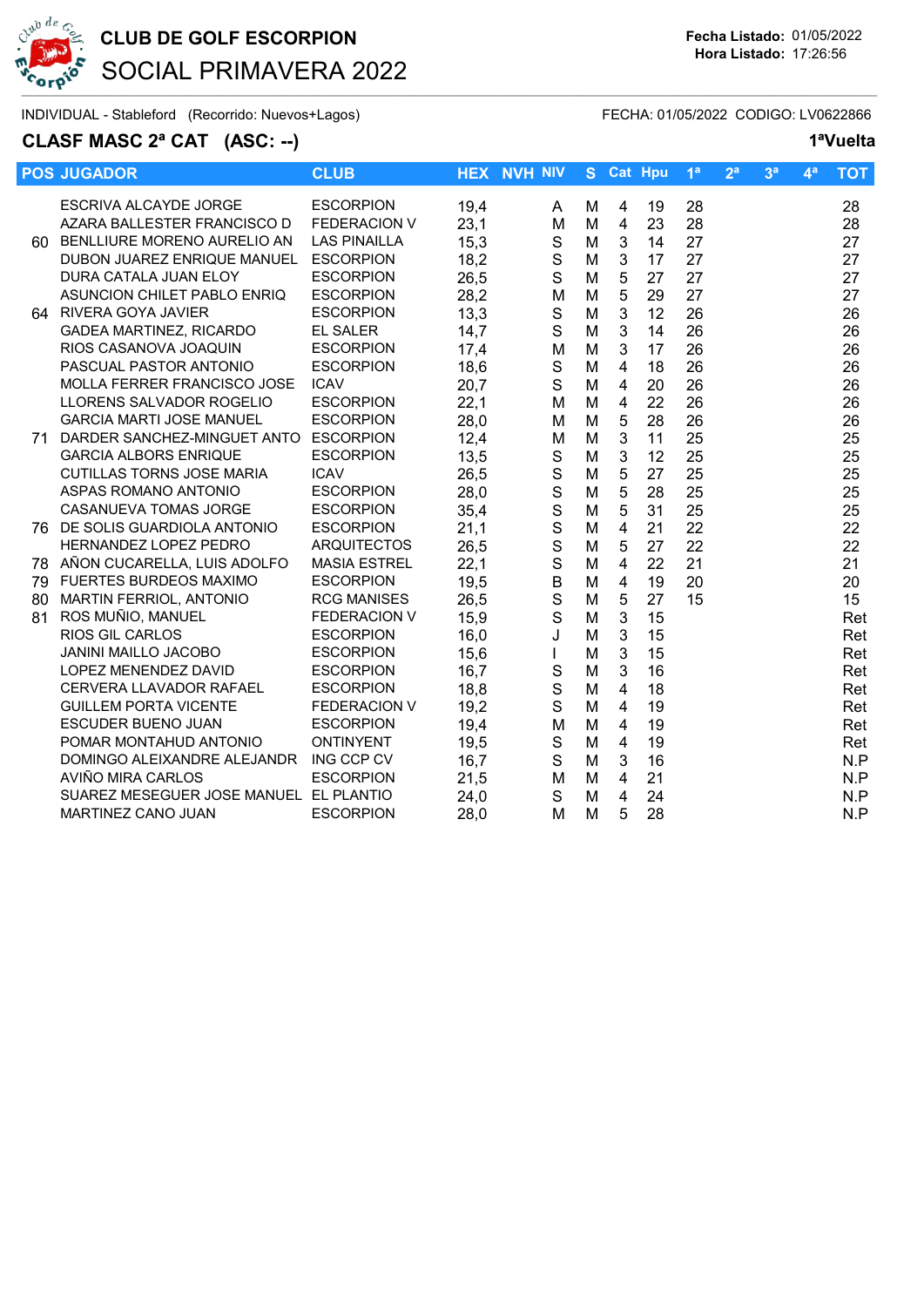# CLUB DE GOLF ESCORPION

## SOCIAL PRIMAVERA 2022

**Fecha Listado:** 01/05/2022
**Hora Listado:** 17:26:56

INDIVIDUAL - Stableford (Recorrido: Nuevos+Lagos)

FECHA: 01/05/2022 CODIGO: LV0622866

### CLASF MASC 2ª CAT (ASC: --)

**1ªVuelta**

| POS | JUGADOR | CLUB | HEX | NVH | NIV | S | Cat | Hpu | 1ª | 2ª | 3ª | 4ª | TOT |
|---|---|---|---|---|---|---|---|---|---|---|---|---|---|
| | ESCRIVA ALCAYDE JORGE | ESCORPION | 19,4 | | A | M | 4 | 19 | 28 | | | | 28 |
| | AZARA BALLESTER FRANCISCO D | FEDERACION V | 23,1 | | M | M | 4 | 23 | 28 | | | | 28 |
| 60 | BENLLIURE MORENO AURELIO AN | LAS PINAILLA | 15,3 | | S | M | 3 | 14 | 27 | | | | 27 |
| | DUBON JUAREZ ENRIQUE MANUEL | ESCORPION | 18,2 | | S | M | 3 | 17 | 27 | | | | 27 |
| | DURA CATALA JUAN ELOY | ESCORPION | 26,5 | | S | M | 5 | 27 | 27 | | | | 27 |
| | ASUNCION CHILET PABLO ENRIQ | ESCORPION | 28,2 | | M | M | 5 | 29 | 27 | | | | 27 |
| 64 | RIVERA GOYA JAVIER | ESCORPION | 13,3 | | S | M | 3 | 12 | 26 | | | | 26 |
| | GADEA MARTINEZ, RICARDO | EL SALER | 14,7 | | S | M | 3 | 14 | 26 | | | | 26 |
| | RIOS CASANOVA JOAQUIN | ESCORPION | 17,4 | | M | M | 3 | 17 | 26 | | | | 26 |
| | PASCUAL PASTOR ANTONIO | ESCORPION | 18,6 | | S | M | 4 | 18 | 26 | | | | 26 |
| | MOLLA FERRER FRANCISCO JOSE | ICAV | 20,7 | | S | M | 4 | 20 | 26 | | | | 26 |
| | LLORENS SALVADOR ROGELIO | ESCORPION | 22,1 | | M | M | 4 | 22 | 26 | | | | 26 |
| | GARCIA MARTI JOSE MANUEL | ESCORPION | 28,0 | | M | M | 5 | 28 | 26 | | | | 26 |
| 71 | DARDER SANCHEZ-MINGUET ANTO | ESCORPION | 12,4 | | M | M | 3 | 11 | 25 | | | | 25 |
| | GARCIA ALBORS ENRIQUE | ESCORPION | 13,5 | | S | M | 3 | 12 | 25 | | | | 25 |
| | CUTILLAS TORNS JOSE MARIA | ICAV | 26,5 | | S | M | 5 | 27 | 25 | | | | 25 |
| | ASPAS ROMANO ANTONIO | ESCORPION | 28,0 | | S | M | 5 | 28 | 25 | | | | 25 |
| | CASANUEVA TOMAS JORGE | ESCORPION | 35,4 | | S | M | 5 | 31 | 25 | | | | 25 |
| 76 | DE SOLIS GUARDIOLA ANTONIO | ESCORPION | 21,1 | | S | M | 4 | 21 | 22 | | | | 22 |
| | HERNANDEZ LOPEZ PEDRO | ARQUITECTOS | 26,5 | | S | M | 5 | 27 | 22 | | | | 22 |
| 78 | AÑON CUCARELLA, LUIS ADOLFO | MASIA ESTREL | 22,1 | | S | M | 4 | 22 | 21 | | | | 21 |
| 79 | FUERTES BURDEOS MAXIMO | ESCORPION | 19,5 | | B | M | 4 | 19 | 20 | | | | 20 |
| 80 | MARTIN FERRIOL, ANTONIO | RCG MANISES | 26,5 | | S | M | 5 | 27 | 15 | | | | 15 |
| 81 | ROS MUÑIO, MANUEL | FEDERACION V | 15,9 | | S | M | 3 | 15 | | | | | Ret |
| | RIOS GIL CARLOS | ESCORPION | 16,0 | | J | M | 3 | 15 | | | | | Ret |
| | JANINI MAILLO JACOBO | ESCORPION | 15,6 | | I | M | 3 | 15 | | | | | Ret |
| | LOPEZ MENENDEZ DAVID | ESCORPION | 16,7 | | S | M | 3 | 16 | | | | | Ret |
| | CERVERA LLAVADOR RAFAEL | ESCORPION | 18,8 | | S | M | 4 | 18 | | | | | Ret |
| | GUILLEM PORTA VICENTE | FEDERACION V | 19,2 | | S | M | 4 | 19 | | | | | Ret |
| | ESCUDER BUENO JUAN | ESCORPION | 19,4 | | M | M | 4 | 19 | | | | | Ret |
| | POMAR MONTAHUD ANTONIO | ONTINYENT | 19,5 | | S | M | 4 | 19 | | | | | Ret |
| | DOMINGO ALEIXANDRE ALEJANDR | ING CCP CV | 16,7 | | S | M | 3 | 16 | | | | | N.P |
| | AVIÑO MIRA CARLOS | ESCORPION | 21,5 | | M | M | 4 | 21 | | | | | N.P |
| | SUAREZ MESEGUER JOSE MANUEL | EL PLANTIO | 24,0 | | S | M | 4 | 24 | | | | | N.P |
| | MARTINEZ CANO JUAN | ESCORPION | 28,0 | | M | M | 5 | 28 | | | | | N.P |